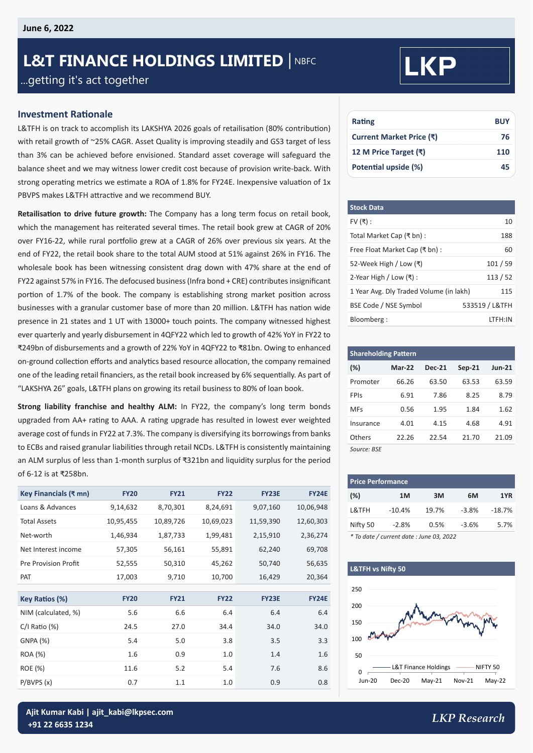June 6, 2022

# L&T FINANCE HOLDINGS LIMITED | NBFC

…getting it's act together

LKP

## Investment Rationale

L&TFH is on track to accomplish its LAKSHYA 2026 goals of retailisation (80% contribution) with retail growth of ~25% CAGR. Asset Quality is improving steadily and GS3 target of less than 3% can be achieved before envisioned. Standard asset coverage will safeguard the balance sheet and we may witness lower credit cost because of provision write-back. With strong operating metrics we estimate a ROA of 1.8% for FY24E. Inexpensive valuation of 1x PBVPS makes L&TFH attractive and we recommend BUY.

**Retailisation to drive future growth:** The Company has a long term focus on retail book, which the management has reiterated several times. The retail book grew at CAGR of 20% over FY16-22, while rural portfolio grew at a CAGR of 26% over previous six years. At the end of FY22, the retail book share to the total AUM stood at 51% against 26% in FY16. The wholesale book has been witnessing consistent drag down with 47% share at the end of FY22 against 57% in FY16. The defocused business (Infra bond + CRE) contributes insignificant portion of 1.7% of the book. The company is establishing strong market position across businesses with a granular customer base of more than 20 million. L&TFH has nation wide presence in 21 states and 1 UT with 13000+ touch points. The company witnessed highest ever quarterly and yearly disbursement in 4QFY22 which led to growth of 42% YoY in FY22 to ₹249bn of disbursements and a growth of 22% YoY in 4QFY22 to ₹81bn. Owing to enhanced on-ground collection efforts and analytics based resource allocation, the company remained one of the leading retail financiers, as the retail book increased by 6% sequentially. As part of "LAKSHYA 26" goals, L&TFH plans on growing its retail business to 80% of loan book.

**Strong liability franchise and healthy ALM:** In FY22, the company's long term bonds upgraded from AA+ rating to AAA. A rating upgrade has resulted in lowest ever weighted average cost of funds in FY22 at 7.3%. The company is diversifying its borrowings from banks to ECBs and raised granular liabilities through retail NCDs. L&TFH is consistently maintaining an ALM surplus of less than 1-month surplus of ₹321bn and liquidity surplus for the period of 6-12 is at ₹258bn.

| Key Financials (₹ mn) | FY20 | FY21 | FY22 | FY23E | FY24E |
|---|---|---|---|---|---|
| Loans & Advances | 9,14,632 | 8,70,301 | 8,24,691 | 9,07,160 | 10,06,948 |
| Total Assets | 10,95,455 | 10,89,726 | 10,69,023 | 11,59,390 | 12,60,303 |
| Net-worth | 1,46,934 | 1,87,733 | 1,99,481 | 2,15,910 | 2,36,274 |
| Net Interest income | 57,305 | 56,161 | 55,891 | 62,240 | 69,708 |
| Pre Provision Profit | 52,555 | 50,310 | 45,262 | 50,740 | 56,635 |
| PAT | 17,003 | 9,710 | 10,700 | 16,429 | 20,364 |

| Key Ratios (%) | FY20 | FY21 | FY22 | FY23E | FY24E |
|---|---|---|---|---|---|
| NIM (calculated, %) | 5.6 | 6.6 | 6.4 | 6.4 | 6.4 |
| C/I Ratio (%) | 24.5 | 27.0 | 34.4 | 34.0 | 34.0 |
| GNPA (%) | 5.4 | 5.0 | 3.8 | 3.5 | 3.3 |
| ROA (%) | 1.6 | 0.9 | 1.0 | 1.4 | 1.6 |
| ROE (%) | 11.6 | 5.2 | 5.4 | 7.6 | 8.6 |
| P/BVPS (x) | 0.7 | 1.1 | 1.0 | 0.9 | 0.8 |

| Rating | BUY |
|---|---|
| Current Market Price (₹) | 76 |
| 12 M Price Target (₹) | 110 |
| Potential upside (%) | 45 |

| Stock Data | |
|---|---|
| FV (₹) : | 10 |
| Total Market Cap (₹ bn) : | 188 |
| Free Float Market Cap (₹ bn) : | 60 |
| 52-Week High / Low (₹) | 101 / 59 |
| 2-Year High / Low (₹) : | 113 / 52 |
| 1 Year Avg. Dly Traded Volume (in lakh) | 115 |
| BSE Code / NSE Symbol | 533519 / L&TFH |
| Bloomberg : | LTFH:IN |

**Shareholding Pattern**

| (%) | Mar-22 | Dec-21 | Sep-21 | Jun-21 |
|---|---|---|---|---|
| Promoter | 66.26 | 63.50 | 63.53 | 63.59 |
| FPIs | 6.91 | 7.86 | 8.25 | 8.79 |
| MFs | 0.56 | 1.95 | 1.84 | 1.62 |
| Insurance | 4.01 | 4.15 | 4.68 | 4.91 |
| Others | 22.26 | 22.54 | 21.70 | 21.09 |

*Source: BSE*

**Price Performance**

| (%) | 1M | 3M | 6M | 1YR |
|---|---|---|---|---|
| L&TFH | -10.4% | 19.7% | -3.8% | -18.7% |
| Nifty 50 | -2.8% | 0.5% | -3.6% | 5.7% |

*\* To date / current date : June 03, 2022*

**L&TFH vs Nifty 50**

Ajit Kumar Kabi | ajit_kabi@lkpsec.com
+91 22 6635 1234

LKP Research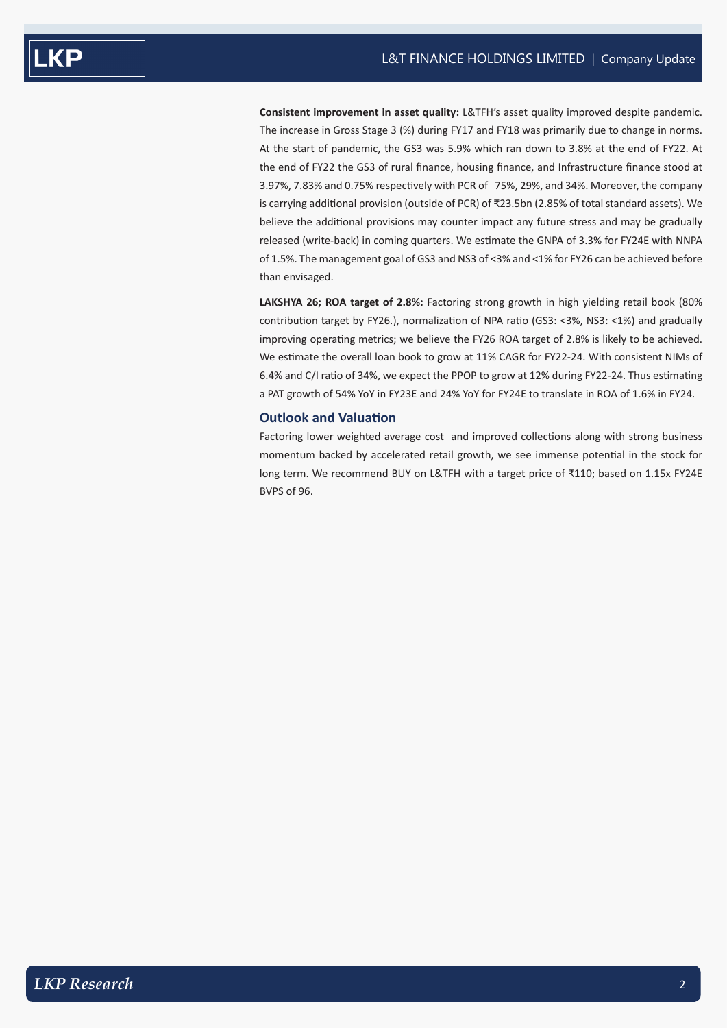**Consistent improvement in asset quality:** L&TFH's asset quality improved despite pandemic. The increase in Gross Stage 3 (%) during FY17 and FY18 was primarily due to change in norms. At the start of pandemic, the GS3 was 5.9% which ran down to 3.8% at the end of FY22. At the end of FY22 the GS3 of rural finance, housing finance, and Infrastructure finance stood at 3.97%, 7.83% and 0.75% respectively with PCR of 75%, 29%, and 34%. Moreover, the company is carrying additional provision (outside of PCR) of ₹23.5bn (2.85% of total standard assets). We believe the additional provisions may counter impact any future stress and may be gradually released (write-back) in coming quarters. We estimate the GNPA of 3.3% for FY24E with NNPA of 1.5%. The management goal of GS3 and NS3 of <3% and <1% for FY26 can be achieved before than envisaged.

**LAKSHYA 26; ROA target of 2.8%:** Factoring strong growth in high yielding retail book (80% contribution target by FY26.), normalization of NPA ratio (GS3: <3%, NS3: <1%) and gradually improving operating metrics; we believe the FY26 ROA target of 2.8% is likely to be achieved. We estimate the overall loan book to grow at 11% CAGR for FY22-24. With consistent NIMs of 6.4% and C/I ratio of 34%, we expect the PPOP to grow at 12% during FY22-24. Thus estimating a PAT growth of 54% YoY in FY23E and 24% YoY for FY24E to translate in ROA of 1.6% in FY24.

## Outlook and Valuation

Factoring lower weighted average cost and improved collections along with strong business momentum backed by accelerated retail growth, we see immense potential in the stock for long term. We recommend BUY on L&TFH with a target price of ₹110; based on 1.15x FY24E BVPS of 96.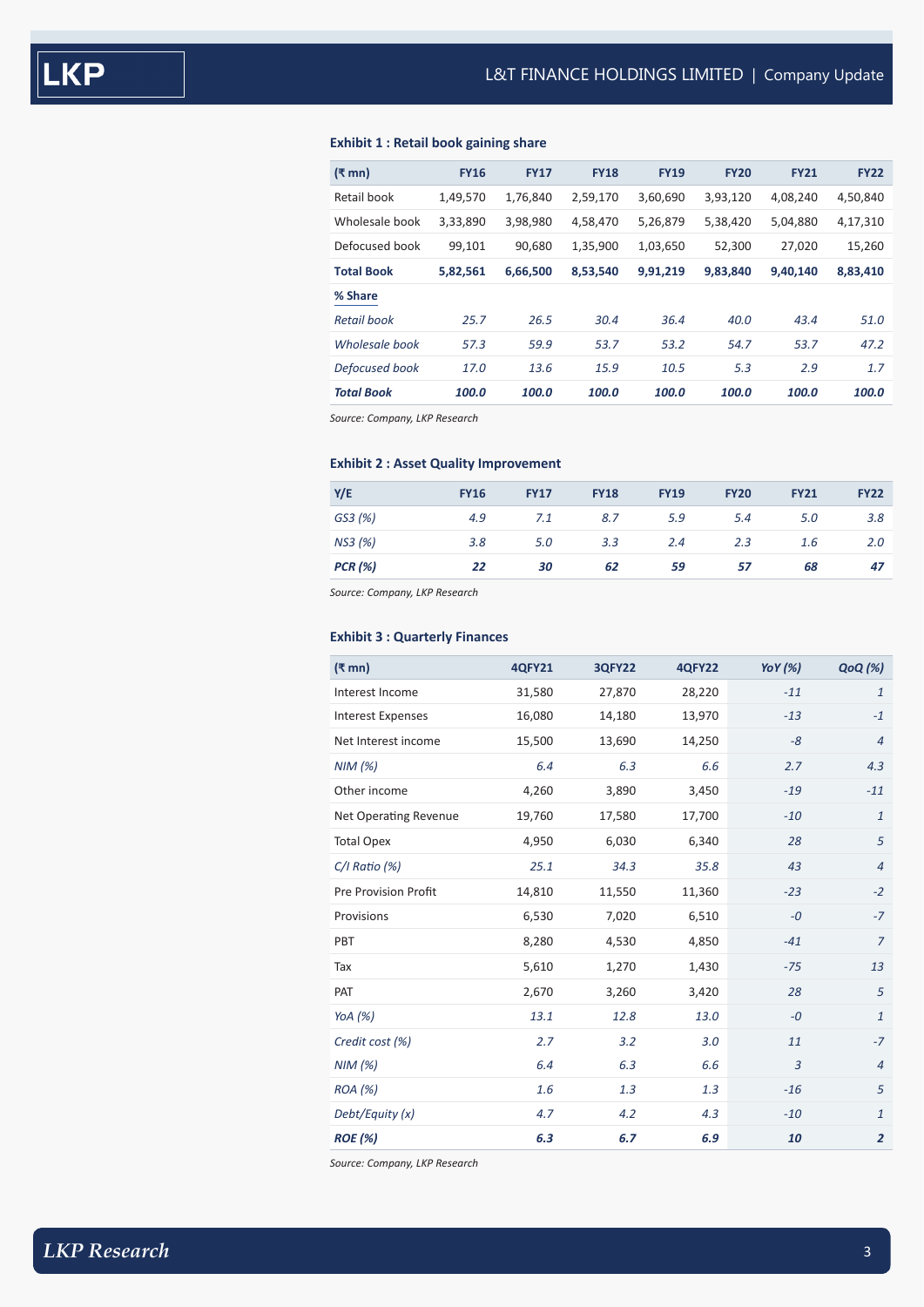### Exhibit 1 : Retail book gaining share

| (₹ mn) | FY16 | FY17 | FY18 | FY19 | FY20 | FY21 | FY22 |
|---|---|---|---|---|---|---|---|
| Retail book | 1,49,570 | 1,76,840 | 2,59,170 | 3,60,690 | 3,93,120 | 4,08,240 | 4,50,840 |
| Wholesale book | 3,33,890 | 3,98,980 | 4,58,470 | 5,26,879 | 5,38,420 | 5,04,880 | 4,17,310 |
| Defocused book | 99,101 | 90,680 | 1,35,900 | 1,03,650 | 52,300 | 27,020 | 15,260 |
| **Total Book** | **5,82,561** | **6,66,500** | **8,53,540** | **9,91,219** | **9,83,840** | **9,40,140** | **8,83,410** |
| **% Share** | | | | | | | |
| *Retail book* | *25.7* | *26.5* | *30.4* | *36.4* | *40.0* | *43.4* | *51.0* |
| *Wholesale book* | *57.3* | *59.9* | *53.7* | *53.2* | *54.7* | *53.7* | *47.2* |
| *Defocused book* | *17.0* | *13.6* | *15.9* | *10.5* | *5.3* | *2.9* | *1.7* |
| ***Total Book*** | ***100.0*** | ***100.0*** | ***100.0*** | ***100.0*** | ***100.0*** | ***100.0*** | ***100.0*** |

*Source: Company, LKP Research*

### Exhibit 2 : Asset Quality Improvement

| Y/E | FY16 | FY17 | FY18 | FY19 | FY20 | FY21 | FY22 |
|---|---|---|---|---|---|---|---|
| *GS3 (%)* | *4.9* | *7.1* | *8.7* | *5.9* | *5.4* | *5.0* | *3.8* |
| *NS3 (%)* | *3.8* | *5.0* | *3.3* | *2.4* | *2.3* | *1.6* | *2.0* |
| ***PCR (%)*** | ***22*** | ***30*** | ***62*** | ***59*** | ***57*** | ***68*** | ***47*** |

*Source: Company, LKP Research*

### Exhibit 3 : Quarterly Finances

| (₹ mn) | 4QFY21 | 3QFY22 | 4QFY22 | YoY (%) | QoQ (%) |
|---|---|---|---|---|---|
| Interest Income | 31,580 | 27,870 | 28,220 | -11 | 1 |
| Interest Expenses | 16,080 | 14,180 | 13,970 | -13 | -1 |
| Net Interest income | 15,500 | 13,690 | 14,250 | -8 | 4 |
| *NIM (%)* | *6.4* | *6.3* | *6.6* | *2.7* | *4.3* |
| Other income | 4,260 | 3,890 | 3,450 | -19 | -11 |
| Net Operating Revenue | 19,760 | 17,580 | 17,700 | -10 | 1 |
| Total Opex | 4,950 | 6,030 | 6,340 | 28 | 5 |
| *C/I Ratio (%)* | *25.1* | *34.3* | *35.8* | *43* | *4* |
| Pre Provision Profit | 14,810 | 11,550 | 11,360 | -23 | -2 |
| Provisions | 6,530 | 7,020 | 6,510 | -0 | -7 |
| PBT | 8,280 | 4,530 | 4,850 | -41 | 7 |
| Tax | 5,610 | 1,270 | 1,430 | -75 | 13 |
| PAT | 2,670 | 3,260 | 3,420 | 28 | 5 |
| *YoA (%)* | *13.1* | *12.8* | *13.0* | *-0* | *1* |
| *Credit cost (%)* | *2.7* | *3.2* | *3.0* | *11* | *-7* |
| *NIM (%)* | *6.4* | *6.3* | *6.6* | *3* | *4* |
| *ROA (%)* | *1.6* | *1.3* | *1.3* | *-16* | *5* |
| *Debt/Equity (x)* | *4.7* | *4.2* | *4.3* | *-10* | *1* |
| ***ROE (%)*** | ***6.3*** | ***6.7*** | ***6.9*** | ***10*** | ***2*** |

*Source: Company, LKP Research*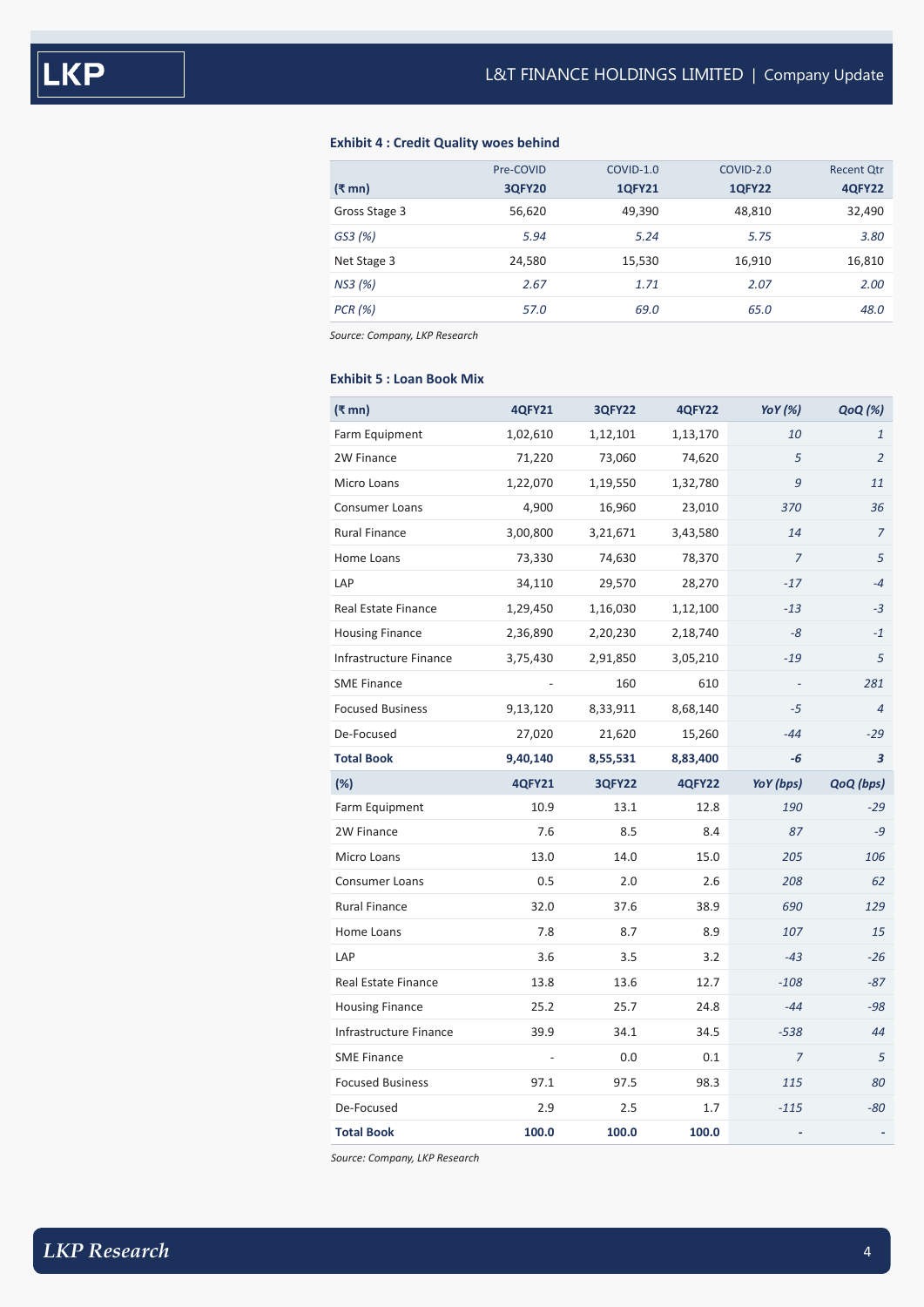### Exhibit 4 : Credit Quality woes behind

| (₹ mn) | Pre-COVID 3QFY20 | COVID-1.0 1QFY21 | COVID-2.0 1QFY22 | Recent Qtr 4QFY22 |
|---|---|---|---|---|
| Gross Stage 3 | 56,620 | 49,390 | 48,810 | 32,490 |
| *GS3 (%)* | *5.94* | *5.24* | *5.75* | *3.80* |
| Net Stage 3 | 24,580 | 15,530 | 16,910 | 16,810 |
| *NS3 (%)* | *2.67* | *1.71* | *2.07* | *2.00* |
| *PCR (%)* | *57.0* | *69.0* | *65.0* | *48.0* |

*Source: Company, LKP Research*

### Exhibit 5 : Loan Book Mix

| (₹ mn) | 4QFY21 | 3QFY22 | 4QFY22 | YoY (%) | QoQ (%) |
|---|---|---|---|---|---|
| Farm Equipment | 1,02,610 | 1,12,101 | 1,13,170 | *10* | *1* |
| 2W Finance | 71,220 | 73,060 | 74,620 | *5* | *2* |
| Micro Loans | 1,22,070 | 1,19,550 | 1,32,780 | *9* | *11* |
| Consumer Loans | 4,900 | 16,960 | 23,010 | *370* | *36* |
| Rural Finance | 3,00,800 | 3,21,671 | 3,43,580 | *14* | *7* |
| Home Loans | 73,330 | 74,630 | 78,370 | *7* | *5* |
| LAP | 34,110 | 29,570 | 28,270 | *-17* | *-4* |
| Real Estate Finance | 1,29,450 | 1,16,030 | 1,12,100 | *-13* | *-3* |
| Housing Finance | 2,36,890 | 2,20,230 | 2,18,740 | *-8* | *-1* |
| Infrastructure Finance | 3,75,430 | 2,91,850 | 3,05,210 | *-19* | *5* |
| SME Finance | - | 160 | 610 | *-* | *281* |
| Focused Business | 9,13,120 | 8,33,911 | 8,68,140 | *-5* | *4* |
| De-Focused | 27,020 | 21,620 | 15,260 | *-44* | *-29* |
| **Total Book** | **9,40,140** | **8,55,531** | **8,83,400** | ***-6*** | ***3*** |
| **(%)** | **4QFY21** | **3QFY22** | **4QFY22** | ***YoY (bps)*** | ***QoQ (bps)*** |
| Farm Equipment | 10.9 | 13.1 | 12.8 | *190* | *-29* |
| 2W Finance | 7.6 | 8.5 | 8.4 | *87* | *-9* |
| Micro Loans | 13.0 | 14.0 | 15.0 | *205* | *106* |
| Consumer Loans | 0.5 | 2.0 | 2.6 | *208* | *62* |
| Rural Finance | 32.0 | 37.6 | 38.9 | *690* | *129* |
| Home Loans | 7.8 | 8.7 | 8.9 | *107* | *15* |
| LAP | 3.6 | 3.5 | 3.2 | *-43* | *-26* |
| Real Estate Finance | 13.8 | 13.6 | 12.7 | *-108* | *-87* |
| Housing Finance | 25.2 | 25.7 | 24.8 | *-44* | *-98* |
| Infrastructure Finance | 39.9 | 34.1 | 34.5 | *-538* | *44* |
| SME Finance | - | 0.0 | 0.1 | *7* | *5* |
| Focused Business | 97.1 | 97.5 | 98.3 | *115* | *80* |
| De-Focused | 2.9 | 2.5 | 1.7 | *-115* | *-80* |
| **Total Book** | **100.0** | **100.0** | **100.0** | ***-*** | ***-*** |

*Source: Company, LKP Research*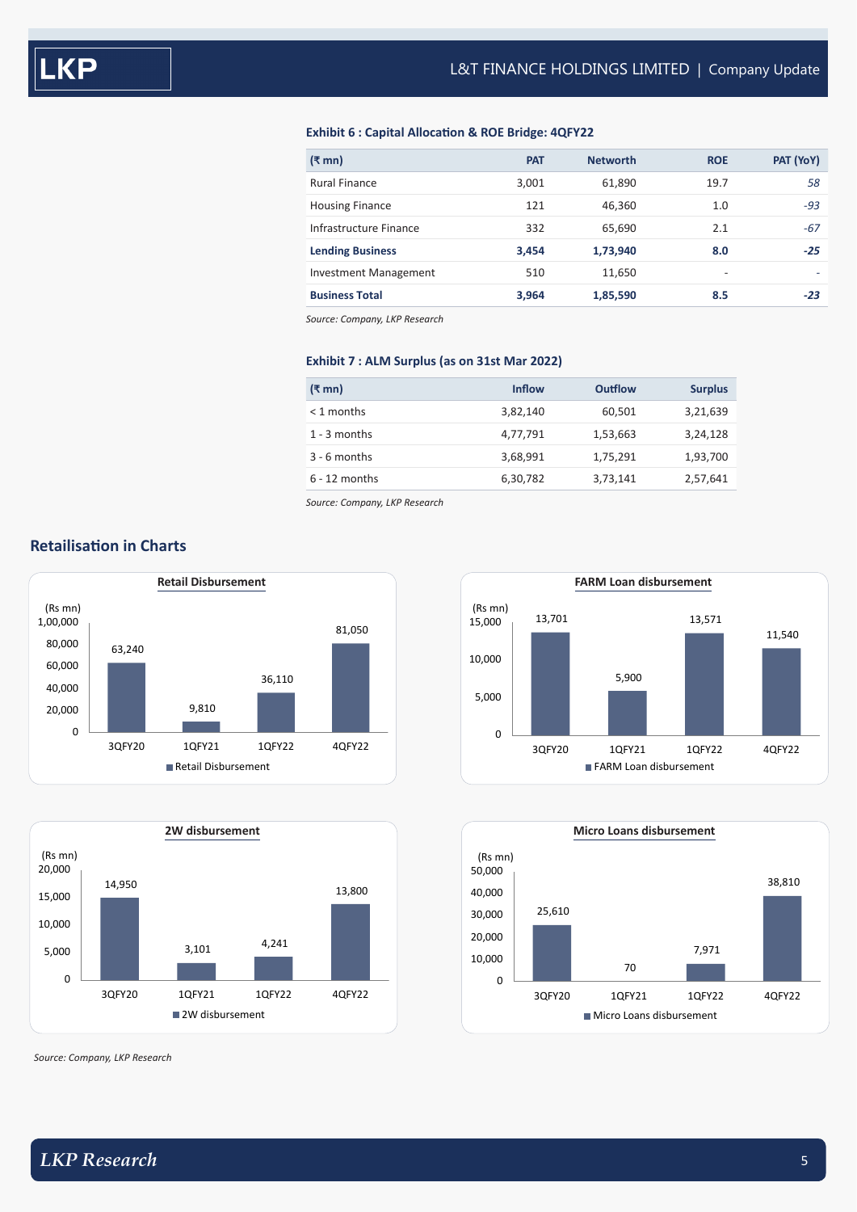### Exhibit 6 : Capital Allocation & ROE Bridge: 4QFY22

| (₹ mn) | PAT | Networth | ROE | PAT (YoY) |
|---|---|---|---|---|
| Rural Finance | 3,001 | 61,890 | 19.7 | *58* |
| Housing Finance | 121 | 46,360 | 1.0 | *-93* |
| Infrastructure Finance | 332 | 65,690 | 2.1 | *-67* |
| **Lending Business** | **3,454** | **1,73,940** | **8.0** | ***-25*** |
| Investment Management | 510 | 11,650 | - | - |
| **Business Total** | **3,964** | **1,85,590** | **8.5** | ***-23*** |

*Source: Company, LKP Research*

### Exhibit 7 : ALM Surplus (as on 31st Mar 2022)

| (₹ mn) | Inflow | Outflow | Surplus |
|---|---|---|---|
| < 1 months | 3,82,140 | 60,501 | 3,21,639 |
| 1 - 3 months | 4,77,791 | 1,53,663 | 3,24,128 |
| 3 - 6 months | 3,68,991 | 1,75,291 | 1,93,700 |
| 6 - 12 months | 6,30,782 | 3,73,141 | 2,57,641 |

*Source: Company, LKP Research*

## Retailisation in Charts

**Retail Disbursement** (Rs mn)

| | 3QFY20 | 1QFY21 | 1QFY22 | 4QFY22 |
|---|---|---|---|---|
| Retail Disbursement | 63,240 | 9,810 | 36,110 | 81,050 |

**FARM Loan disbursement** (Rs mn)

| | 3QFY20 | 1QFY21 | 1QFY22 | 4QFY22 |
|---|---|---|---|---|
| FARM Loan disbursement | 13,701 | 5,900 | 13,571 | 11,540 |

**2W disbursement** (Rs mn)

| | 3QFY20 | 1QFY21 | 1QFY22 | 4QFY22 |
|---|---|---|---|---|
| 2W disbursement | 14,950 | 3,101 | 4,241 | 13,800 |

**Micro Loans disbursement** (Rs mn)

| | 3QFY20 | 1QFY21 | 1QFY22 | 4QFY22 |
|---|---|---|---|---|
| Micro Loans disbursement | 25,610 | 70 | 7,971 | 38,810 |

*Source: Company, LKP Research*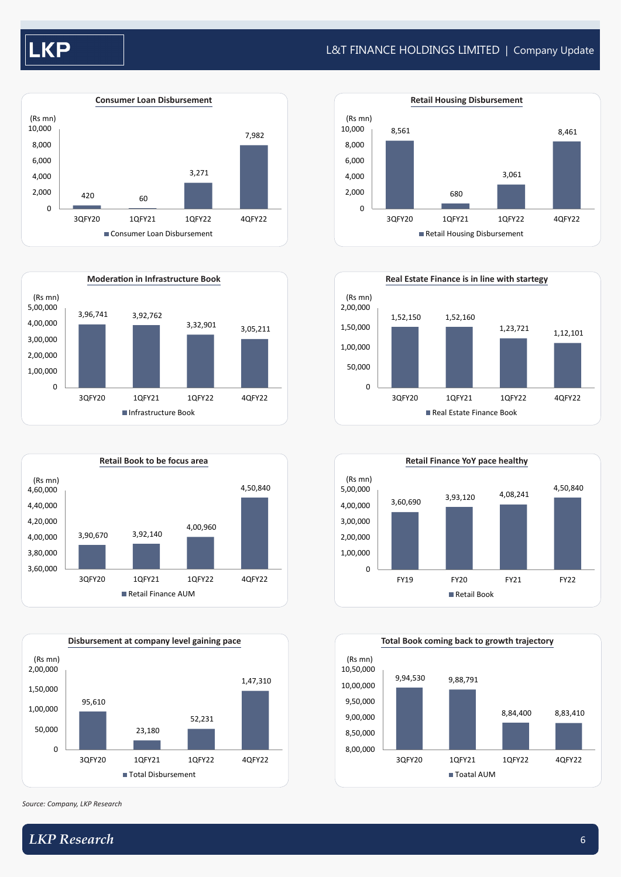### Consumer Loan Disbursement

(Rs mn)

| | 3QFY20 | 1QFY21 | 1QFY22 | 4QFY22 |
|---|---|---|---|---|
| Consumer Loan Disbursement | 420 | 60 | 3,271 | 7,982 |

### Retail Housing Disbursement

(Rs mn)

| | 3QFY20 | 1QFY21 | 1QFY22 | 4QFY22 |
|---|---|---|---|---|
| Retail Housing Disbursement | 8,561 | 680 | 3,061 | 8,461 |

### Moderation in Infrastructure Book

(Rs mn)

| | 3QFY20 | 1QFY21 | 1QFY22 | 4QFY22 |
|---|---|---|---|---|
| Infrastructure Book | 3,96,741 | 3,92,762 | 3,32,901 | 3,05,211 |

### Real Estate Finance is in line with startegy

(Rs mn)

| | 3QFY20 | 1QFY21 | 1QFY22 | 4QFY22 |
|---|---|---|---|---|
| Real Estate Finance Book | 1,52,150 | 1,52,160 | 1,23,721 | 1,12,101 |

### Retail Book to be focus area

(Rs mn)

| | 3QFY20 | 1QFY21 | 1QFY22 | 4QFY22 |
|---|---|---|---|---|
| Retail Finance AUM | 3,90,670 | 3,92,140 | 4,00,960 | 4,50,840 |

### Retail Finance YoY pace healthy

(Rs mn)

| | FY19 | FY20 | FY21 | FY22 |
|---|---|---|---|---|
| Retail Book | 3,60,690 | 3,93,120 | 4,08,241 | 4,50,840 |

### Disbursement at company level gaining pace

(Rs mn)

| | 3QFY20 | 1QFY21 | 1QFY22 | 4QFY22 |
|---|---|---|---|---|
| Total Disbursement | 95,610 | 23,180 | 52,231 | 1,47,310 |

### Total Book coming back to growth trajectory

(Rs mn)

| | 3QFY20 | 1QFY21 | 1QFY22 | 4QFY22 |
|---|---|---|---|---|
| Toatal AUM | 9,94,530 | 9,88,791 | 8,84,400 | 8,83,410 |

*Source: Company, LKP Research*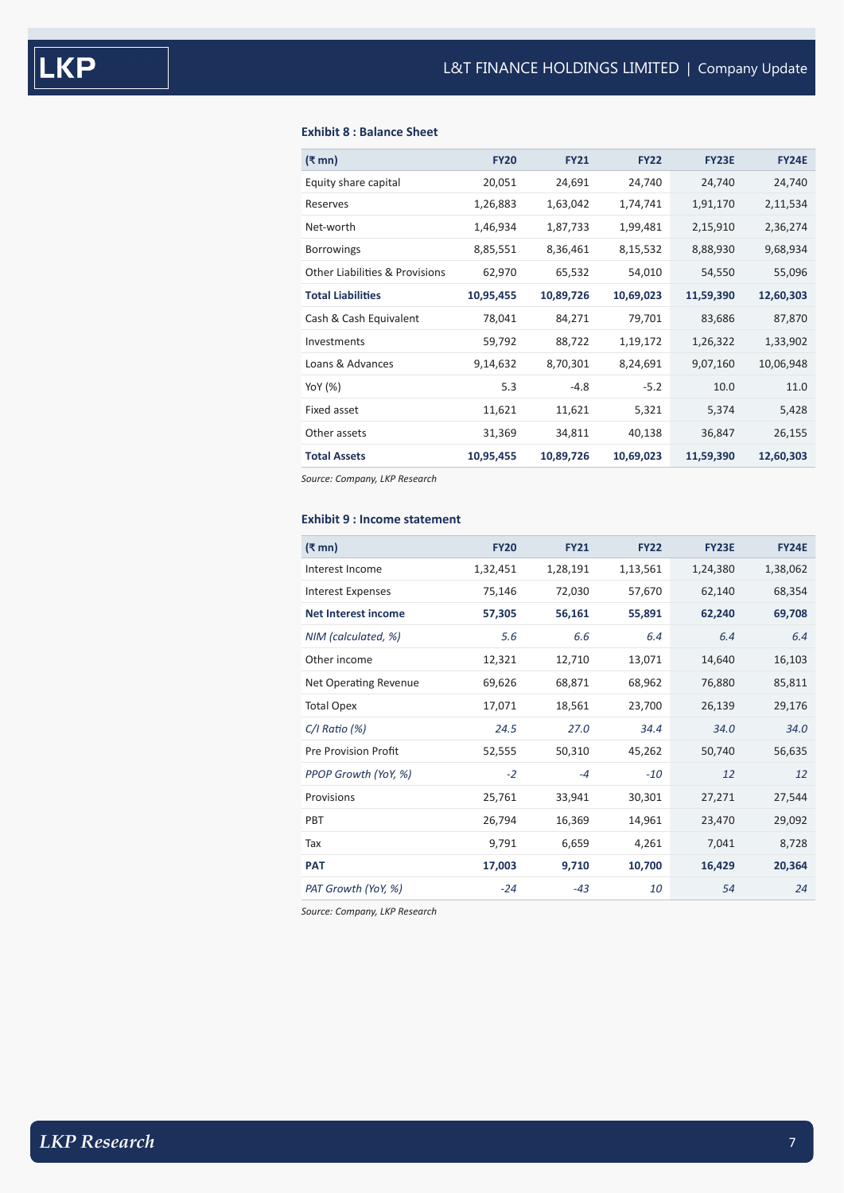### Exhibit 8 : Balance Sheet

| (₹ mn) | FY20 | FY21 | FY22 | FY23E | FY24E |
|---|---|---|---|---|---|
| Equity share capital | 20,051 | 24,691 | 24,740 | 24,740 | 24,740 |
| Reserves | 1,26,883 | 1,63,042 | 1,74,741 | 1,91,170 | 2,11,534 |
| Net-worth | 1,46,934 | 1,87,733 | 1,99,481 | 2,15,910 | 2,36,274 |
| Borrowings | 8,85,551 | 8,36,461 | 8,15,532 | 8,88,930 | 9,68,934 |
| Other Liabilities & Provisions | 62,970 | 65,532 | 54,010 | 54,550 | 55,096 |
| **Total Liabilities** | **10,95,455** | **10,89,726** | **10,69,023** | **11,59,390** | **12,60,303** |
| Cash & Cash Equivalent | 78,041 | 84,271 | 79,701 | 83,686 | 87,870 |
| Investments | 59,792 | 88,722 | 1,19,172 | 1,26,322 | 1,33,902 |
| Loans & Advances | 9,14,632 | 8,70,301 | 8,24,691 | 9,07,160 | 10,06,948 |
| YoY (%) | 5.3 | -4.8 | -5.2 | 10.0 | 11.0 |
| Fixed asset | 11,621 | 11,621 | 5,321 | 5,374 | 5,428 |
| Other assets | 31,369 | 34,811 | 40,138 | 36,847 | 26,155 |
| **Total Assets** | **10,95,455** | **10,89,726** | **10,69,023** | **11,59,390** | **12,60,303** |

*Source: Company, LKP Research*

### Exhibit 9 : Income statement

| (₹ mn) | FY20 | FY21 | FY22 | FY23E | FY24E |
|---|---|---|---|---|---|
| Interest Income | 1,32,451 | 1,28,191 | 1,13,561 | 1,24,380 | 1,38,062 |
| Interest Expenses | 75,146 | 72,030 | 57,670 | 62,140 | 68,354 |
| **Net Interest income** | **57,305** | **56,161** | **55,891** | **62,240** | **69,708** |
| *NIM (calculated, %)* | *5.6* | *6.6* | *6.4* | *6.4* | *6.4* |
| Other income | 12,321 | 12,710 | 13,071 | 14,640 | 16,103 |
| Net Operating Revenue | 69,626 | 68,871 | 68,962 | 76,880 | 85,811 |
| Total Opex | 17,071 | 18,561 | 23,700 | 26,139 | 29,176 |
| *C/I Ratio (%)* | *24.5* | *27.0* | *34.4* | *34.0* | *34.0* |
| Pre Provision Profit | 52,555 | 50,310 | 45,262 | 50,740 | 56,635 |
| *PPOP Growth (YoY, %)* | *-2* | *-4* | *-10* | *12* | *12* |
| Provisions | 25,761 | 33,941 | 30,301 | 27,271 | 27,544 |
| PBT | 26,794 | 16,369 | 14,961 | 23,470 | 29,092 |
| Tax | 9,791 | 6,659 | 4,261 | 7,041 | 8,728 |
| **PAT** | **17,003** | **9,710** | **10,700** | **16,429** | **20,364** |
| *PAT Growth (YoY, %)* | *-24* | *-43* | *10* | *54* | *24* |

*Source: Company, LKP Research*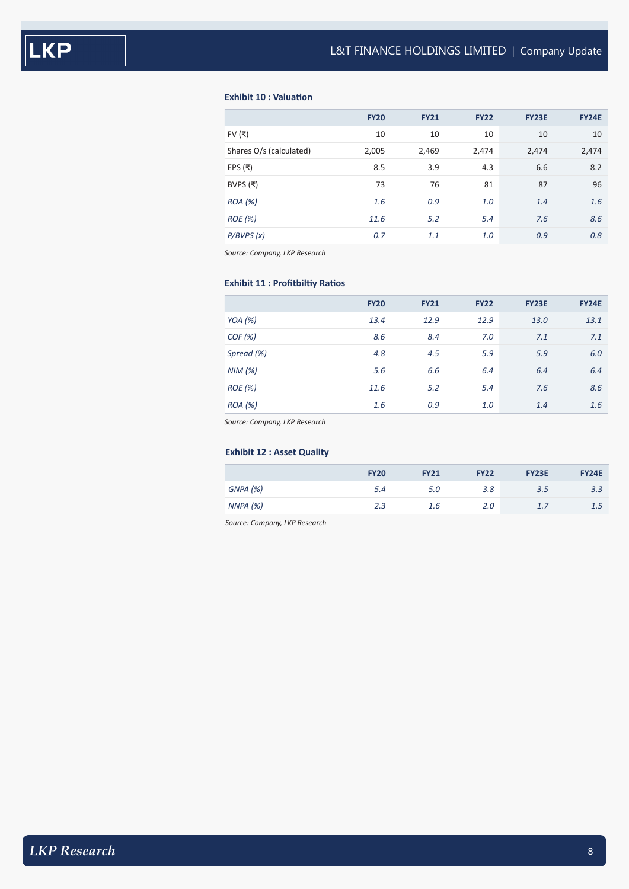**Exhibit 10 : Valuation**

| | FY20 | FY21 | FY22 | FY23E | FY24E |
|---|---|---|---|---|---|
| FV (₹) | 10 | 10 | 10 | 10 | 10 |
| Shares O/s (calculated) | 2,005 | 2,469 | 2,474 | 2,474 | 2,474 |
| EPS (₹) | 8.5 | 3.9 | 4.3 | 6.6 | 8.2 |
| BVPS (₹) | 73 | 76 | 81 | 87 | 96 |
| *ROA (%)* | *1.6* | *0.9* | *1.0* | *1.4* | *1.6* |
| *ROE (%)* | *11.6* | *5.2* | *5.4* | *7.6* | *8.6* |
| *P/BVPS (x)* | *0.7* | *1.1* | *1.0* | *0.9* | *0.8* |

*Source: Company, LKP Research*

**Exhibit 11 : Profitbiltiy Ratios**

| | FY20 | FY21 | FY22 | FY23E | FY24E |
|---|---|---|---|---|---|
| *YOA (%)* | *13.4* | *12.9* | *12.9* | *13.0* | *13.1* |
| *COF (%)* | *8.6* | *8.4* | *7.0* | *7.1* | *7.1* |
| *Spread (%)* | *4.8* | *4.5* | *5.9* | *5.9* | *6.0* |
| *NIM (%)* | *5.6* | *6.6* | *6.4* | *6.4* | *6.4* |
| *ROE (%)* | *11.6* | *5.2* | *5.4* | *7.6* | *8.6* |
| *ROA (%)* | *1.6* | *0.9* | *1.0* | *1.4* | *1.6* |

*Source: Company, LKP Research*

**Exhibit 12 : Asset Quality**

| | FY20 | FY21 | FY22 | FY23E | FY24E |
|---|---|---|---|---|---|
| *GNPA (%)* | *5.4* | *5.0* | *3.8* | *3.5* | *3.3* |
| *NNPA (%)* | *2.3* | *1.6* | *2.0* | *1.7* | *1.5* |

*Source: Company, LKP Research*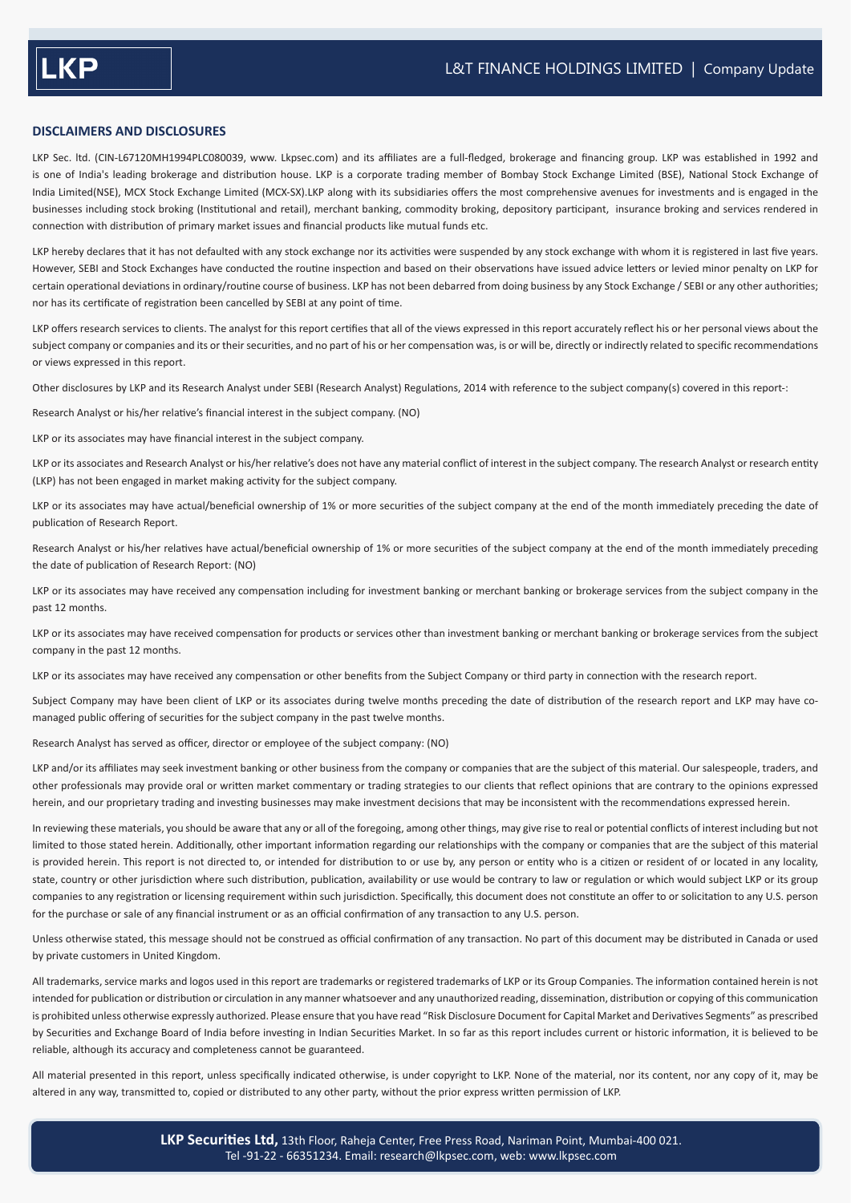## DISCLAIMERS AND DISCLOSURES

LKP Sec. ltd. (CIN-L67120MH1994PLC080039, www. Lkpsec.com) and its affiliates are a full-fledged, brokerage and financing group. LKP was established in 1992 and is one of India's leading brokerage and distribution house. LKP is a corporate trading member of Bombay Stock Exchange Limited (BSE), National Stock Exchange of India Limited(NSE), MCX Stock Exchange Limited (MCX-SX).LKP along with its subsidiaries offers the most comprehensive avenues for investments and is engaged in the businesses including stock broking (Institutional and retail), merchant banking, commodity broking, depository participant, insurance broking and services rendered in connection with distribution of primary market issues and financial products like mutual funds etc.

LKP hereby declares that it has not defaulted with any stock exchange nor its activities were suspended by any stock exchange with whom it is registered in last five years. However, SEBI and Stock Exchanges have conducted the routine inspection and based on their observations have issued advice letters or levied minor penalty on LKP for certain operational deviations in ordinary/routine course of business. LKP has not been debarred from doing business by any Stock Exchange / SEBI or any other authorities; nor has its certificate of registration been cancelled by SEBI at any point of time.

LKP offers research services to clients. The analyst for this report certifies that all of the views expressed in this report accurately reflect his or her personal views about the subject company or companies and its or their securities, and no part of his or her compensation was, is or will be, directly or indirectly related to specific recommendations or views expressed in this report.

Other disclosures by LKP and its Research Analyst under SEBI (Research Analyst) Regulations, 2014 with reference to the subject company(s) covered in this report-:

Research Analyst or his/her relative's financial interest in the subject company. (NO)

LKP or its associates may have financial interest in the subject company.

LKP or its associates and Research Analyst or his/her relative's does not have any material conflict of interest in the subject company. The research Analyst or research entity (LKP) has not been engaged in market making activity for the subject company.

LKP or its associates may have actual/beneficial ownership of 1% or more securities of the subject company at the end of the month immediately preceding the date of publication of Research Report.

Research Analyst or his/her relatives have actual/beneficial ownership of 1% or more securities of the subject company at the end of the month immediately preceding the date of publication of Research Report: (NO)

LKP or its associates may have received any compensation including for investment banking or merchant banking or brokerage services from the subject company in the past 12 months.

LKP or its associates may have received compensation for products or services other than investment banking or merchant banking or brokerage services from the subject company in the past 12 months.

LKP or its associates may have received any compensation or other benefits from the Subject Company or third party in connection with the research report.

Subject Company may have been client of LKP or its associates during twelve months preceding the date of distribution of the research report and LKP may have co-managed public offering of securities for the subject company in the past twelve months.

Research Analyst has served as officer, director or employee of the subject company: (NO)

LKP and/or its affiliates may seek investment banking or other business from the company or companies that are the subject of this material. Our salespeople, traders, and other professionals may provide oral or written market commentary or trading strategies to our clients that reflect opinions that are contrary to the opinions expressed herein, and our proprietary trading and investing businesses may make investment decisions that may be inconsistent with the recommendations expressed herein.

In reviewing these materials, you should be aware that any or all of the foregoing, among other things, may give rise to real or potential conflicts of interest including but not limited to those stated herein. Additionally, other important information regarding our relationships with the company or companies that are the subject of this material is provided herein. This report is not directed to, or intended for distribution to or use by, any person or entity who is a citizen or resident of or located in any locality, state, country or other jurisdiction where such distribution, publication, availability or use would be contrary to law or regulation or which would subject LKP or its group companies to any registration or licensing requirement within such jurisdiction. Specifically, this document does not constitute an offer to or solicitation to any U.S. person for the purchase or sale of any financial instrument or as an official confirmation of any transaction to any U.S. person.

Unless otherwise stated, this message should not be construed as official confirmation of any transaction. No part of this document may be distributed in Canada or used by private customers in United Kingdom.

All trademarks, service marks and logos used in this report are trademarks or registered trademarks of LKP or its Group Companies. The information contained herein is not intended for publication or distribution or circulation in any manner whatsoever and any unauthorized reading, dissemination, distribution or copying of this communication is prohibited unless otherwise expressly authorized. Please ensure that you have read "Risk Disclosure Document for Capital Market and Derivatives Segments" as prescribed by Securities and Exchange Board of India before investing in Indian Securities Market. In so far as this report includes current or historic information, it is believed to be reliable, although its accuracy and completeness cannot be guaranteed.

All material presented in this report, unless specifically indicated otherwise, is under copyright to LKP. None of the material, nor its content, nor any copy of it, may be altered in any way, transmitted to, copied or distributed to any other party, without the prior express written permission of LKP.

**LKP Securities Ltd,** 13th Floor, Raheja Center, Free Press Road, Nariman Point, Mumbai-400 021.
Tel -91-22 - 66351234. Email: research@lkpsec.com, web: www.lkpsec.com